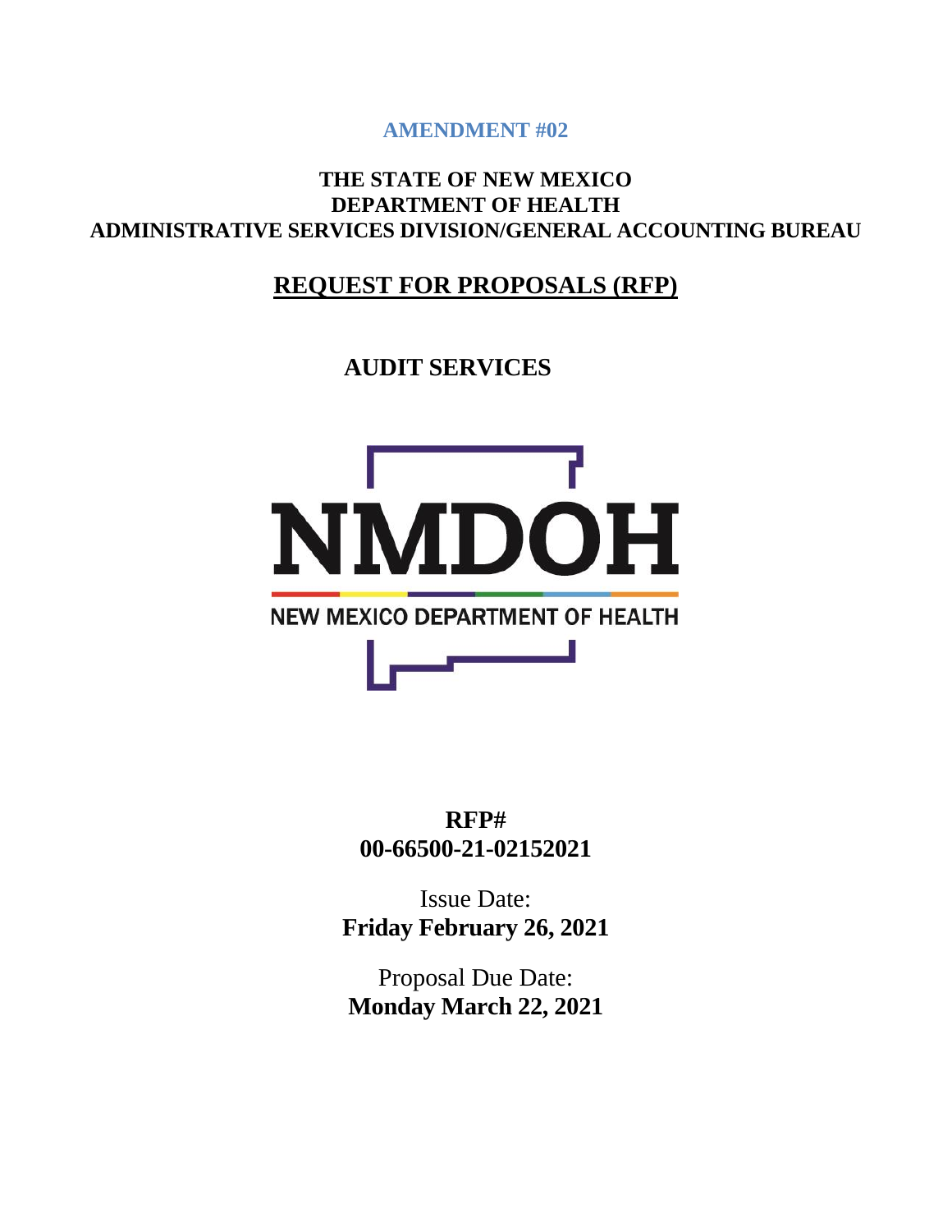**AMENDMENT #02**

**THE STATE OF NEW MEXICO**
**DEPARTMENT OF HEALTH**
**ADMINISTRATIVE SERVICES DIVISION/GENERAL ACCOUNTING BUREAU**

# REQUEST FOR PROPOSALS (RFP)

## AUDIT SERVICES

NMDOH

NEW MEXICO DEPARTMENT OF HEALTH

**RFP#**
**00-66500-21-02152021**

Issue Date:
**Friday February 26, 2021**

Proposal Due Date:
**Monday March 22, 2021**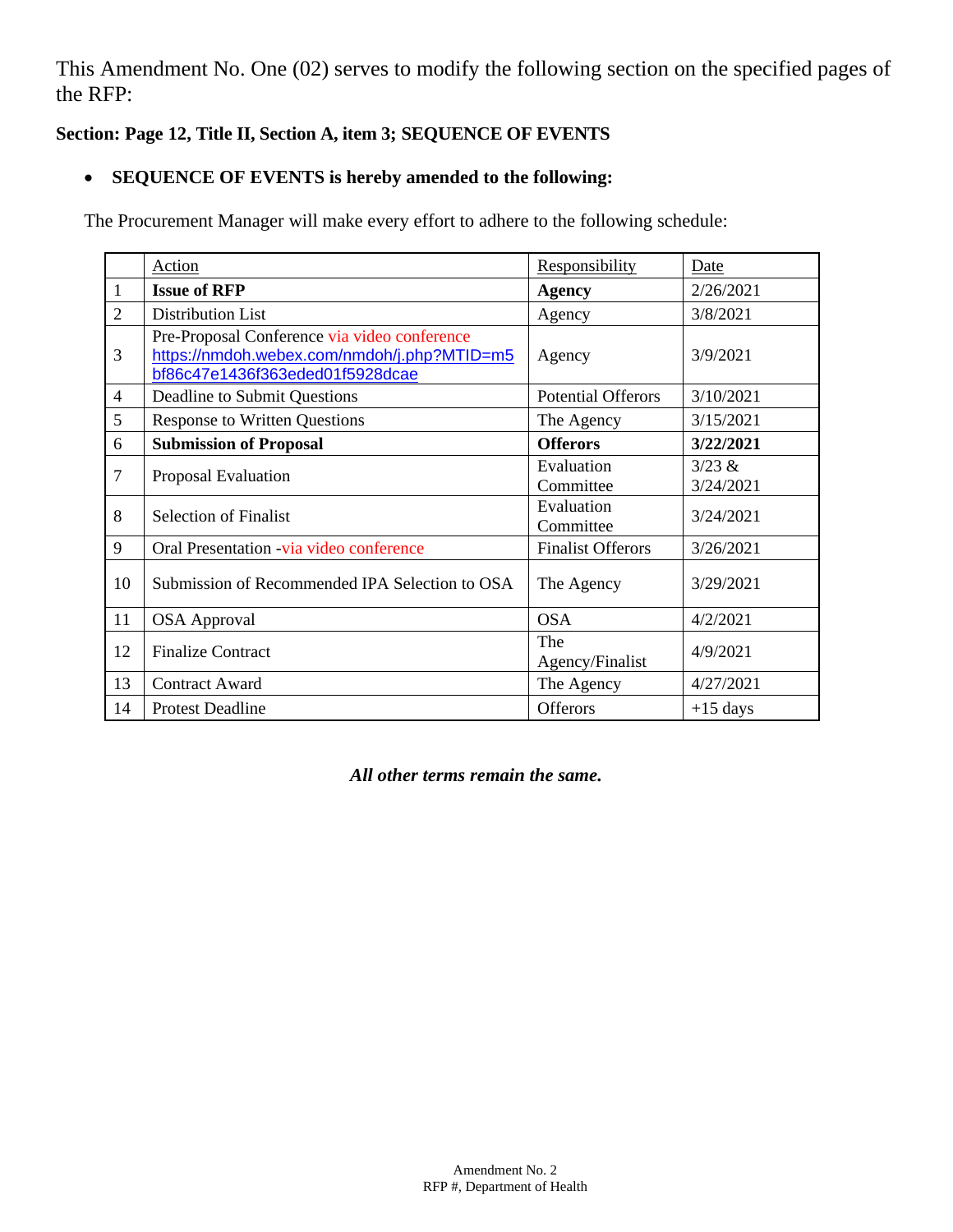This Amendment No. One (02) serves to modify the following section on the specified pages of the RFP:

**Section: Page 12, Title II, Section A, item 3; SEQUENCE OF EVENTS**

- **SEQUENCE OF EVENTS is hereby amended to the following:**

The Procurement Manager will make every effort to adhere to the following schedule:

| | Action | Responsibility | Date |
|---|---|---|---|
| 1 | **Issue of RFP** | **Agency** | 2/26/2021 |
| 2 | Distribution List | Agency | 3/8/2021 |
| 3 | Pre-Proposal Conference via video conference https://nmdoh.webex.com/nmdoh/j.php?MTID=m5bf86c47e1436f363eded01f5928dcae | Agency | 3/9/2021 |
| 4 | Deadline to Submit Questions | Potential Offerors | 3/10/2021 |
| 5 | Response to Written Questions | The Agency | 3/15/2021 |
| 6 | **Submission of Proposal** | **Offerors** | **3/22/2021** |
| 7 | Proposal Evaluation | Evaluation Committee | 3/23 & 3/24/2021 |
| 8 | Selection of Finalist | Evaluation Committee | 3/24/2021 |
| 9 | Oral Presentation -via video conference | Finalist Offerors | 3/26/2021 |
| 10 | Submission of Recommended IPA Selection to OSA | The Agency | 3/29/2021 |
| 11 | OSA Approval | OSA | 4/2/2021 |
| 12 | Finalize Contract | The Agency/Finalist | 4/9/2021 |
| 13 | Contract Award | The Agency | 4/27/2021 |
| 14 | Protest Deadline | Offerors | +15 days |

***All other terms remain the same.***